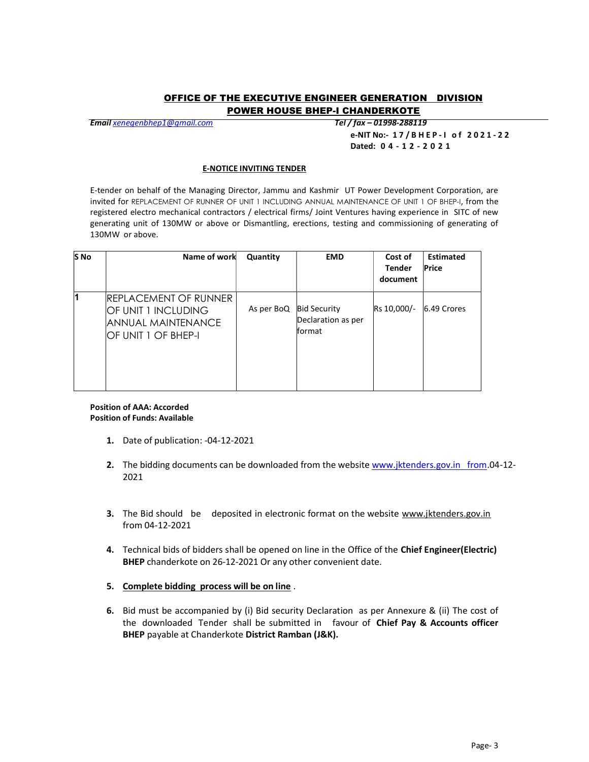# OFFICE OF THE EXECUTIVE ENGINEER GENERATION DIVISION POWER HOUSE BHEP-I CHANDERKOTE

***Email** xenegenbhep1@gmail.com* *Tel / fax – 01998-288119*

**e-NIT No:- 17/BHEP-I of 2021-22**
**Dated: 04-12-2021**

## E-NOTICE INVITING TENDER

E-tender on behalf of the Managing Director, Jammu and Kashmir UT Power Development Corporation, are invited for REPLACEMENT OF RUNNER OF UNIT 1 INCLUDING ANNUAL MAINTENANCE OF UNIT 1 OF BHEP-I, from the registered electro mechanical contractors / electrical firms/ Joint Ventures having experience in SITC of new generating unit of 130MW or above or Dismantling, erections, testing and commissioning of generating of 130MW or above.

| S No | Name of work | Quantity | EMD | Cost of Tender document | Estimated Price |
|---|---|---|---|---|---|
| 1 | REPLACEMENT OF RUNNER OF UNIT 1 INCLUDING ANNUAL MAINTENANCE OF UNIT 1 OF BHEP-I | As per BoQ | Bid Security Declaration as per format | Rs 10,000/- | 6.49 Crores |

**Position of AAA: Accorded**
**Position of Funds: Available**

1. Date of publication: -04-12-2021
2. The bidding documents can be downloaded from the website www.jktenders.gov.in from.04-12-2021
3. The Bid should be deposited in electronic format on the website www.jktenders.gov.in from 04-12-2021
4. Technical bids of bidders shall be opened on line in the Office of the **Chief Engineer(Electric) BHEP** chanderkote on 26-12-2021 Or any other convenient date.
5. **Complete bidding process will be on line** .
6. Bid must be accompanied by (i) Bid security Declaration as per Annexure & (ii) The cost of the downloaded Tender shall be submitted in favour of **Chief Pay & Accounts officer BHEP** payable at Chanderkote **District Ramban (J&K).**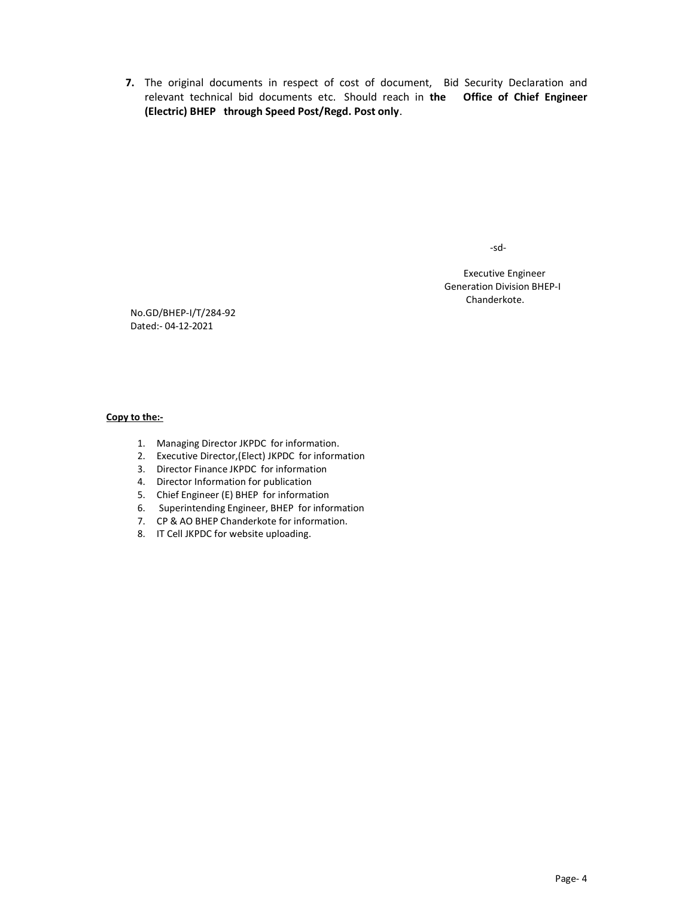**7.** The original documents in respect of cost of document, Bid Security Declaration and relevant technical bid documents etc. Should reach in **the Office of Chief Engineer (Electric) BHEP through Speed Post/Regd. Post only**.

-sd-

Executive Engineer
Generation Division BHEP-I
Chanderkote.

No.GD/BHEP-I/T/284-92
Dated:- 04-12-2021

**Copy to the:-**

1. Managing Director JKPDC for information.
2. Executive Director,(Elect) JKPDC for information
3. Director Finance JKPDC for information
4. Director Information for publication
5. Chief Engineer (E) BHEP for information
6. Superintending Engineer, BHEP for information
7. CP & AO BHEP Chanderkote for information.
8. IT Cell JKPDC for website uploading.